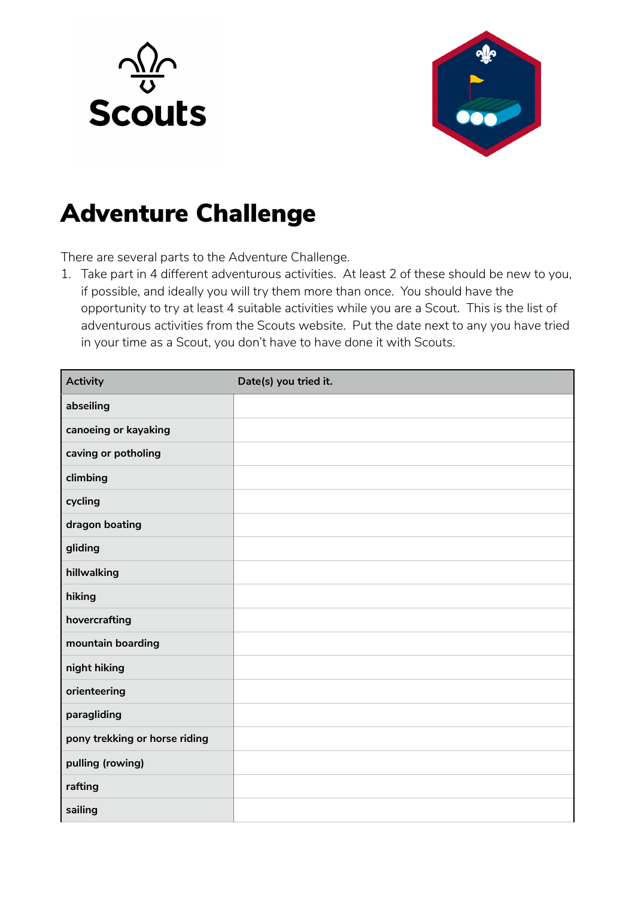Scouts

# Adventure Challenge

There are several parts to the Adventure Challenge.

1. Take part in 4 different adventurous activities. At least 2 of these should be new to you, if possible, and ideally you will try them more than once. You should have the opportunity to try at least 4 suitable activities while you are a Scout. This is the list of adventurous activities from the Scouts website. Put the date next to any you have tried in your time as a Scout, you don't have to have done it with Scouts.

| Activity | Date(s) you tried it. |
|---|---|
| abseiling | |
| canoeing or kayaking | |
| caving or potholing | |
| climbing | |
| cycling | |
| dragon boating | |
| gliding | |
| hillwalking | |
| hiking | |
| hovercrafting | |
| mountain boarding | |
| night hiking | |
| orienteering | |
| paragliding | |
| pony trekking or horse riding | |
| pulling (rowing) | |
| rafting | |
| sailing | |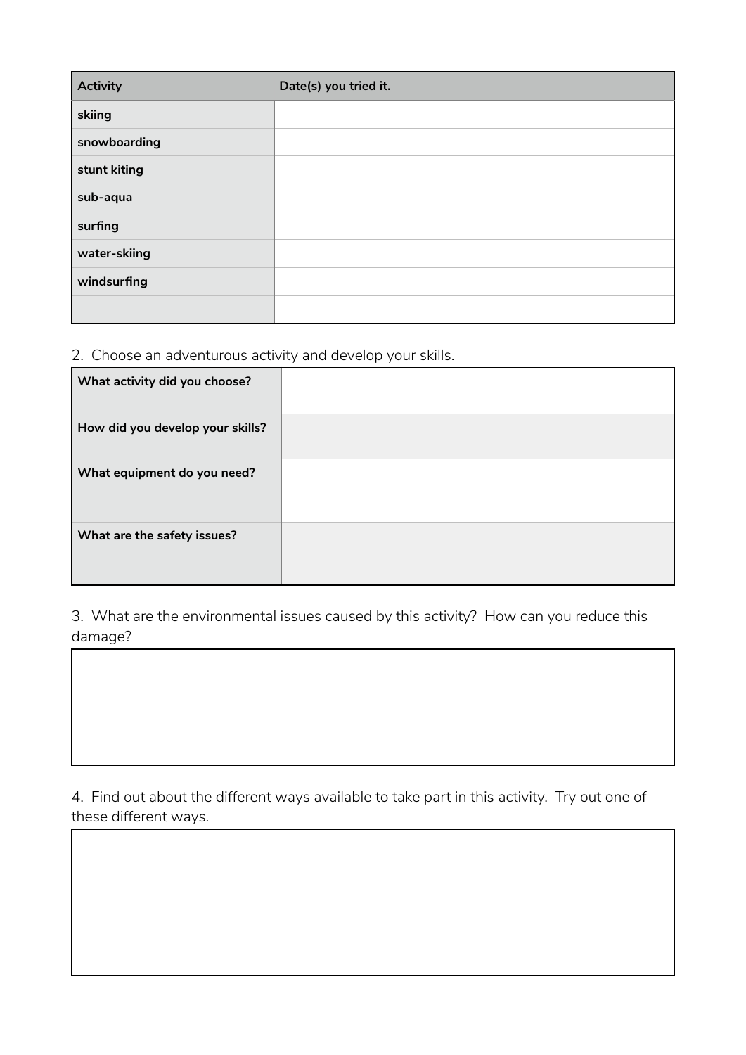| Activity | Date(s) you tried it. |
| --- | --- |
| skiing | |
| snowboarding | |
| stunt kiting | |
| sub-aqua | |
| surfing | |
| water-skiing | |
| windsurfing | |
| | |

2. Choose an adventurous activity and develop your skills.

| | |
| --- | --- |
| **What activity did you choose?** | |
| **How did you develop your skills?** | |
| **What equipment do you need?** | |
| **What are the safety issues?** | |

3. What are the environmental issues caused by this activity? How can you reduce this damage?

| |
| --- |
| |

4. Find out about the different ways available to take part in this activity. Try out one of these different ways.

| |
| --- |
| |